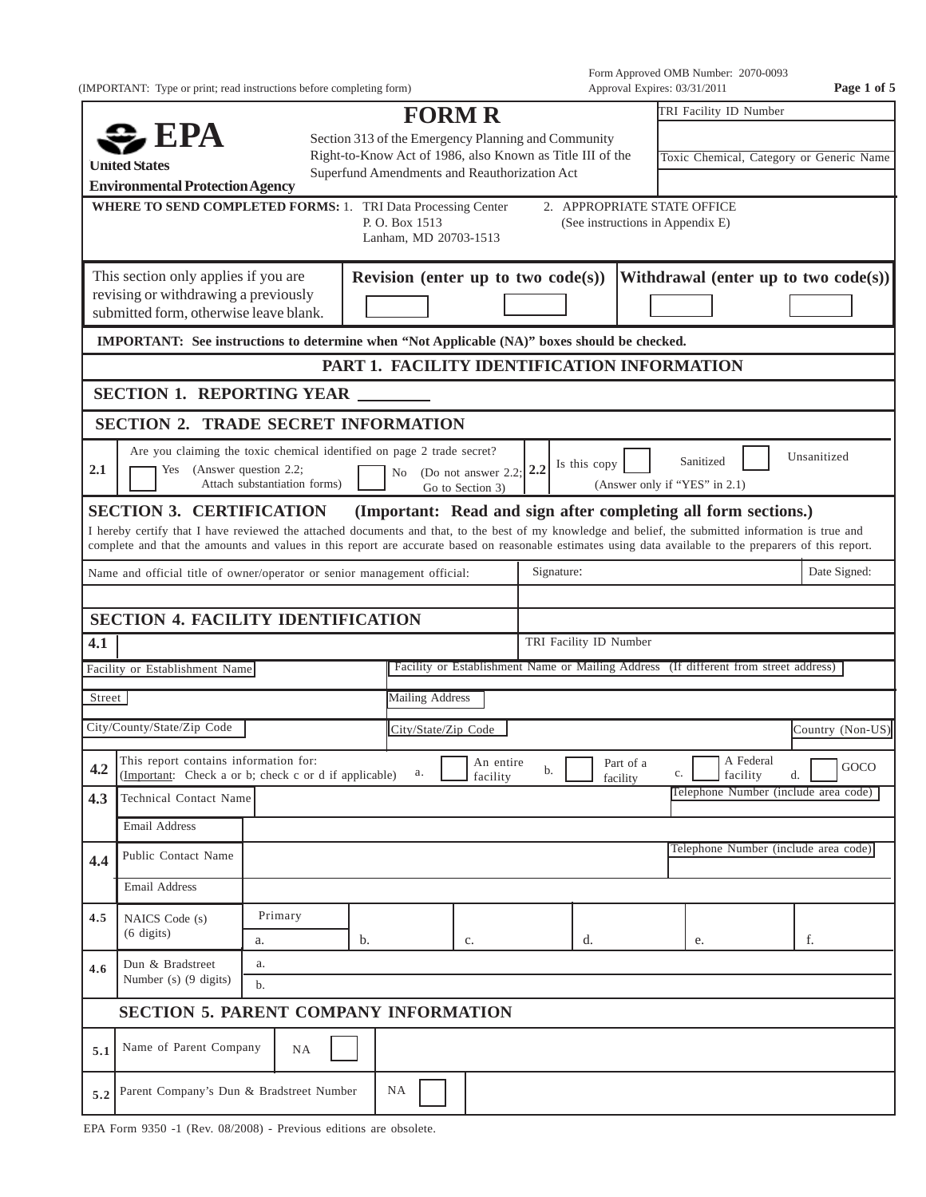(IMPORTANT: Type or print; read instructions before completing form)

Form Approved OMB Number: 2070-0093
Approval Expires: 03/31/2011

**EPA**
**United States Environmental Protection Agency**

# FORM R

Section 313 of the Emergency Planning and Community Right-to-Know Act of 1986, also Known as Title III of the Superfund Amendments and Reauthorization Act

TRI Facility ID Number

Toxic Chemical, Category or Generic Name

**WHERE TO SEND COMPLETED FORMS:** 1. TRI Data Processing Center, P. O. Box 1513, Lanham, MD 20703-1513 — 2. APPROPRIATE STATE OFFICE (See instructions in Appendix E)

| This section only applies if you are revising or withdrawing a previously submitted form, otherwise leave blank. | **Revision (enter up to two code(s))** | **Withdrawal (enter up to two code(s))** |
|---|---|---|
| | ☐ ☐ | ☐ ☐ |

**IMPORTANT: See instructions to determine when "Not Applicable (NA)" boxes should be checked.**

## PART 1. FACILITY IDENTIFICATION INFORMATION

### SECTION 1. REPORTING YEAR ________

### SECTION 2. TRADE SECRET INFORMATION

| | | | |
|---|---|---|---|
| **2.1** | Are you claiming the toxic chemical identified on page 2 trade secret? ☐ Yes (Answer question 2.2; Attach substantiation forms) ☐ No (Do not answer 2.2; Go to Section 3) | **2.2** | Is this copy ☐ Sanitized ☐ Unsanitized (Answer only if "YES" in 2.1) |

### SECTION 3. CERTIFICATION (Important: Read and sign after completing all form sections.)

I hereby certify that I have reviewed the attached documents and that, to the best of my knowledge and belief, the submitted information is true and complete and that the amounts and values in this report are accurate based on reasonable estimates using data available to the preparers of this report.

| Name and official title of owner/operator or senior management official: | Signature: | Date Signed: |
|---|---|---|
| | | |

### SECTION 4. FACILITY IDENTIFICATION

| | | |
|---|---|---|
| **4.1** | | TRI Facility ID Number |
| | Facility or Establishment Name | Facility or Establishment Name or Mailing Address (If different from street address) |
| | Street | Mailing Address |
| | City/County/State/Zip Code | City/State/Zip Code — Country (Non-US) |
| **4.2** | This report contains information for: (Important: Check a or b; check c or d if applicable) | a. ☐ An entire facility b. ☐ Part of a facility c. ☐ A Federal facility d. ☐ GOCO |
| **4.3** | Technical Contact Name | Telephone Number (include area code) |
| | Email Address | |
| **4.4** | Public Contact Name | Telephone Number (include area code) |
| | Email Address | |
| **4.5** | NAICS Code (s) (6 digits) | Primary a. — b. — c. — d. — e. — f. |
| **4.6** | Dun & Bradstreet Number (s) (9 digits) | a. — b. |

### SECTION 5. PARENT COMPANY INFORMATION

| | | |
|---|---|---|
| **5.1** | Name of Parent Company | NA ☐ |
| **5.2** | Parent Company's Dun & Bradstreet Number | NA ☐ |

EPA Form 9350 -1 (Rev. 08/2008) - Previous editions are obsolete.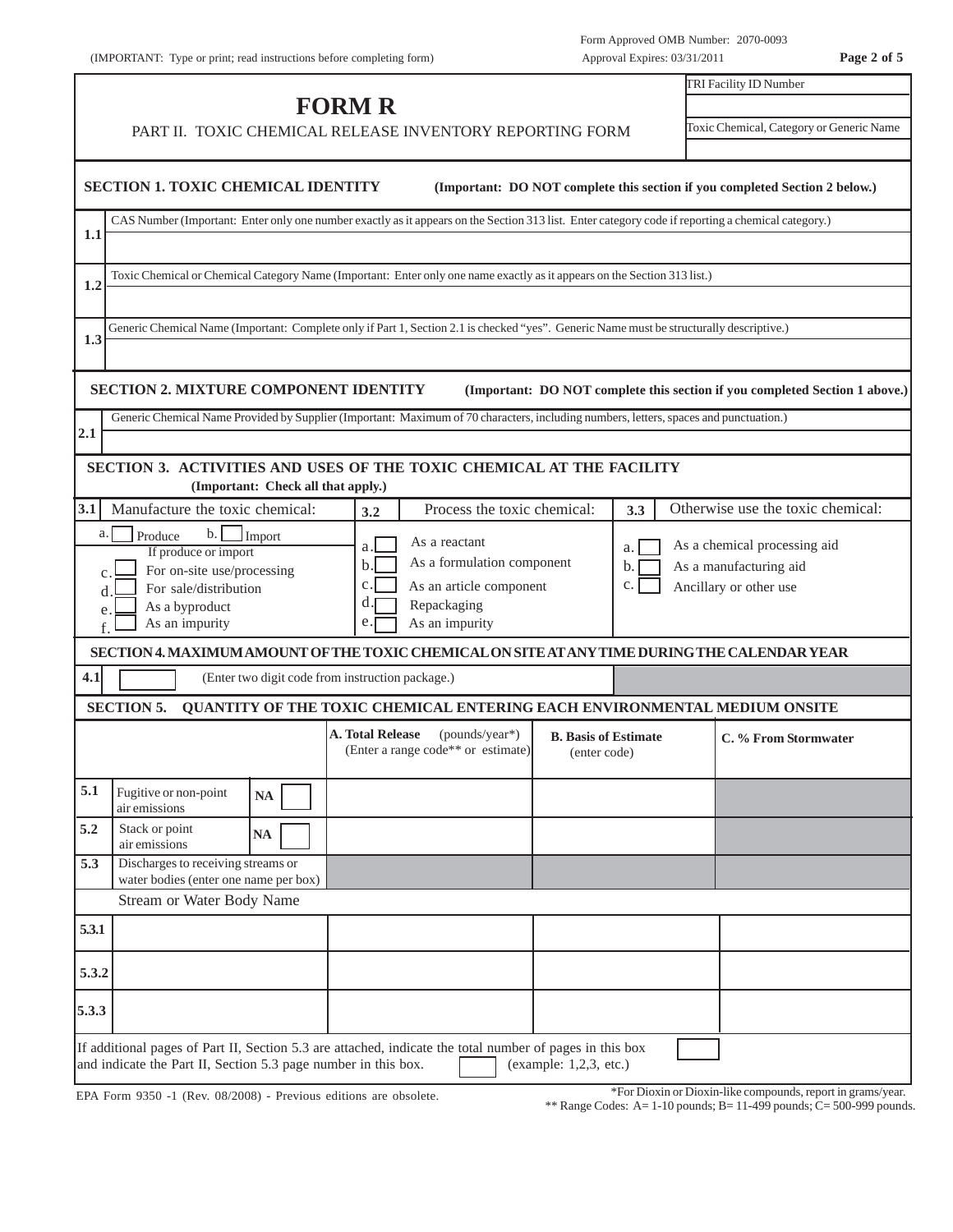(IMPORTANT: Type or print; read instructions before completing form)

Form Approved OMB Number: 2070-0093
Approval Expires: 03/31/2011

# FORM R

PART II. TOXIC CHEMICAL RELEASE INVENTORY REPORTING FORM

| TRI Facility ID Number |
|---|
| |
| **Toxic Chemical, Category or Generic Name** |
| |

## SECTION 1. TOXIC CHEMICAL IDENTITY

**(Important: DO NOT complete this section if you completed Section 2 below.)**

**1.1** CAS Number (Important: Enter only one number exactly as it appears on the Section 313 list. Enter category code if reporting a chemical category.)

**1.2** Toxic Chemical or Chemical Category Name (Important: Enter only one name exactly as it appears on the Section 313 list.)

**1.3** Generic Chemical Name (Important: Complete only if Part 1, Section 2.1 is checked "yes". Generic Name must be structurally descriptive.)

## SECTION 2. MIXTURE COMPONENT IDENTITY

**(Important: DO NOT complete this section if you completed Section 1 above.)**

**2.1** Generic Chemical Name Provided by Supplier (Important: Maximum of 70 characters, including numbers, letters, spaces and punctuation.)

## SECTION 3. ACTIVITIES AND USES OF THE TOXIC CHEMICAL AT THE FACILITY

**(Important: Check all that apply.)**

| 3.1 Manufacture the toxic chemical: | 3.2 Process the toxic chemical: | 3.3 Otherwise use the toxic chemical: |
|---|---|---|
| a. ☐ Produce b. ☐ Import | a. ☐ As a reactant | a. ☐ As a chemical processing aid |
| If produce or import | b. ☐ As a formulation component | b. ☐ As a manufacturing aid |
| c. ☐ For on-site use/processing | c. ☐ As an article component | c. ☐ Ancillary or other use |
| d. ☐ For sale/distribution | d. ☐ Repackaging | |
| e. ☐ As a byproduct | e. ☐ As an impurity | |
| f. ☐ As an impurity | | |

## SECTION 4. MAXIMUM AMOUNT OF THE TOXIC CHEMICAL ON SITE AT ANY TIME DURING THE CALENDAR YEAR

**4.1** ☐ (Enter two digit code from instruction package.)

## SECTION 5. QUANTITY OF THE TOXIC CHEMICAL ENTERING EACH ENVIRONMENTAL MEDIUM ONSITE

| | | | A. Total Release (pounds/year*) (Enter a range code** or estimate) | B. Basis of Estimate (enter code) | C. % From Stormwater |
|---|---|---|---|---|---|
| 5.1 | Fugitive or non-point air emissions | NA ☐ | | | |
| 5.2 | Stack or point air emissions | NA ☐ | | | |
| 5.3 | Discharges to receiving streams or water bodies (enter one name per box) | | | | |
| | Stream or Water Body Name | | | | |
| 5.3.1 | | | | | |
| 5.3.2 | | | | | |
| 5.3.3 | | | | | |

If additional pages of Part II, Section 5.3 are attached, indicate the total number of pages in this box ☐ and indicate the Part II, Section 5.3 page number in this box. ☐ (example: 1,2,3, etc.)

EPA Form 9350 -1 (Rev. 08/2008) - Previous editions are obsolete.

*For Dioxin or Dioxin-like compounds, report in grams/year.
** Range Codes: A= 1-10 pounds; B= 11-499 pounds; C= 500-999 pounds.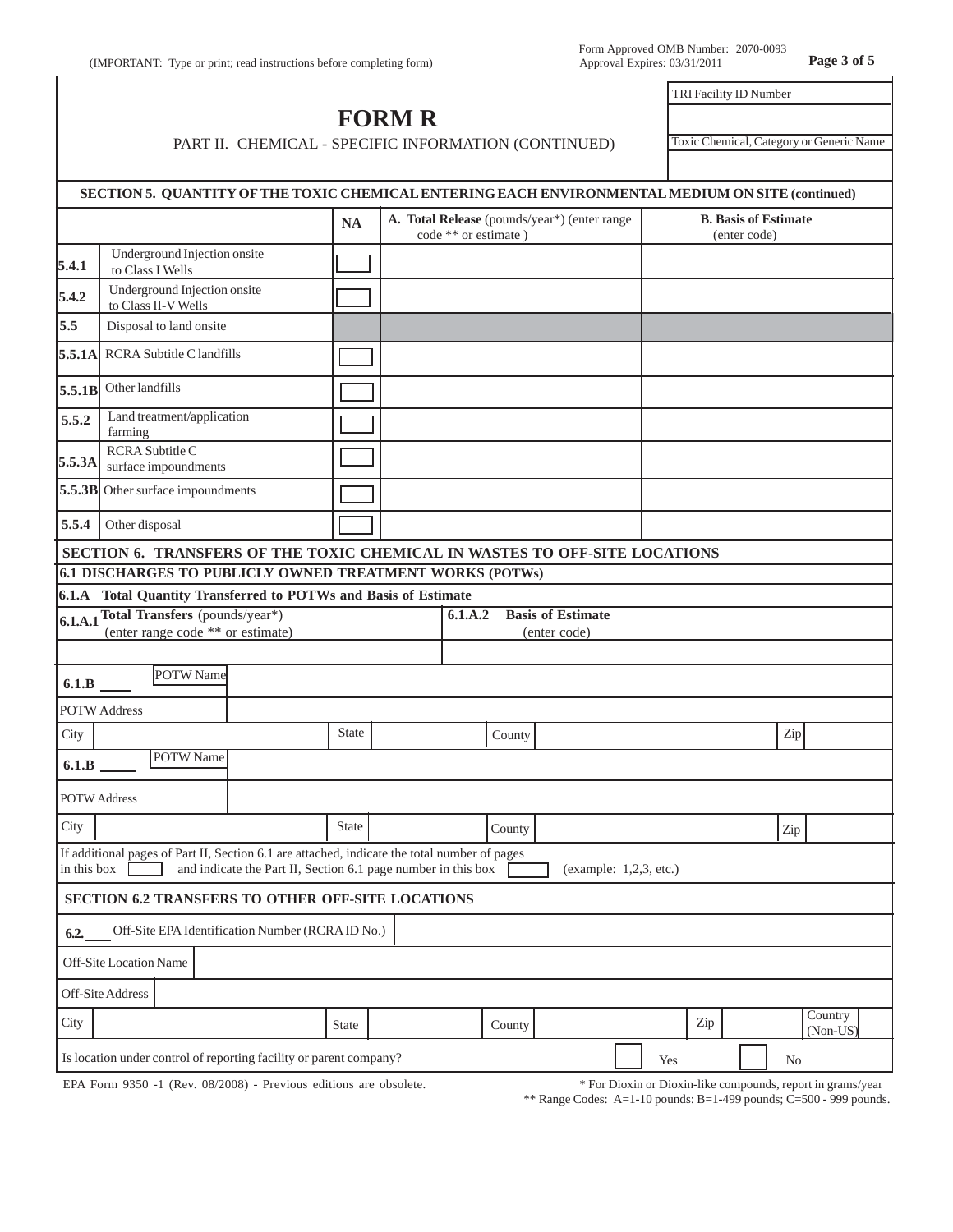(IMPORTANT: Type or print; read instructions before completing form)

Form Approved OMB Number: 2070-0093
Approval Expires: 03/31/2011

# FORM R

PART II. CHEMICAL - SPECIFIC INFORMATION (CONTINUED)

| TRI Facility ID Number |
| --- |
| |
| Toxic Chemical, Category or Generic Name |
| |

## SECTION 5. QUANTITY OF THE TOXIC CHEMICAL ENTERING EACH ENVIRONMENTAL MEDIUM ON SITE (continued)

| | | NA | A. Total Release (pounds/year*) (enter range code ** or estimate ) | B. Basis of Estimate (enter code) |
| --- | --- | --- | --- | --- |
| 5.4.1 | Underground Injection onsite to Class I Wells | ☐ | | |
| 5.4.2 | Underground Injection onsite to Class II-V Wells | ☐ | | |
| 5.5 | Disposal to land onsite | | | |
| 5.5.1A | RCRA Subtitle C landfills | ☐ | | |
| 5.5.1B | Other landfills | ☐ | | |
| 5.5.2 | Land treatment/application farming | ☐ | | |
| 5.5.3A | RCRA Subtitle C surface impoundments | ☐ | | |
| 5.5.3B | Other surface impoundments | ☐ | | |
| 5.5.4 | Other disposal | ☐ | | |

## SECTION 6. TRANSFERS OF THE TOXIC CHEMICAL IN WASTES TO OFF-SITE LOCATIONS

### 6.1 DISCHARGES TO PUBLICLY OWNED TREATMENT WORKS (POTWs)

**6.1.A Total Quantity Transferred to POTWs and Basis of Estimate**

| 6.1.A.1 Total Transfers (pounds/year*) (enter range code ** or estimate) | 6.1.A.2 Basis of Estimate (enter code) |
| --- | --- |
| | |

**6.1.B ____** POTW Name

POTW Address

City | State | County | Zip

**6.1.B ____** POTW Name

POTW Address

City | State | County | Zip

If additional pages of Part II, Section 6.1 are attached, indicate the total number of pages in this box ☐ and indicate the Part II, Section 6.1 page number in this box ☐ (example: 1,2,3, etc.)

### SECTION 6.2 TRANSFERS TO OTHER OFF-SITE LOCATIONS

**6.2. ____** Off-Site EPA Identification Number (RCRA ID No.)

Off-Site Location Name

Off-Site Address

City | State | County | Zip | Country (Non-US)

Is location under control of reporting facility or parent company? ☐ Yes ☐ No

EPA Form 9350 -1 (Rev. 08/2008) - Previous editions are obsolete.

\* For Dioxin or Dioxin-like compounds, report in grams/year
\*\* Range Codes: A=1-10 pounds: B=1-499 pounds; C=500 - 999 pounds.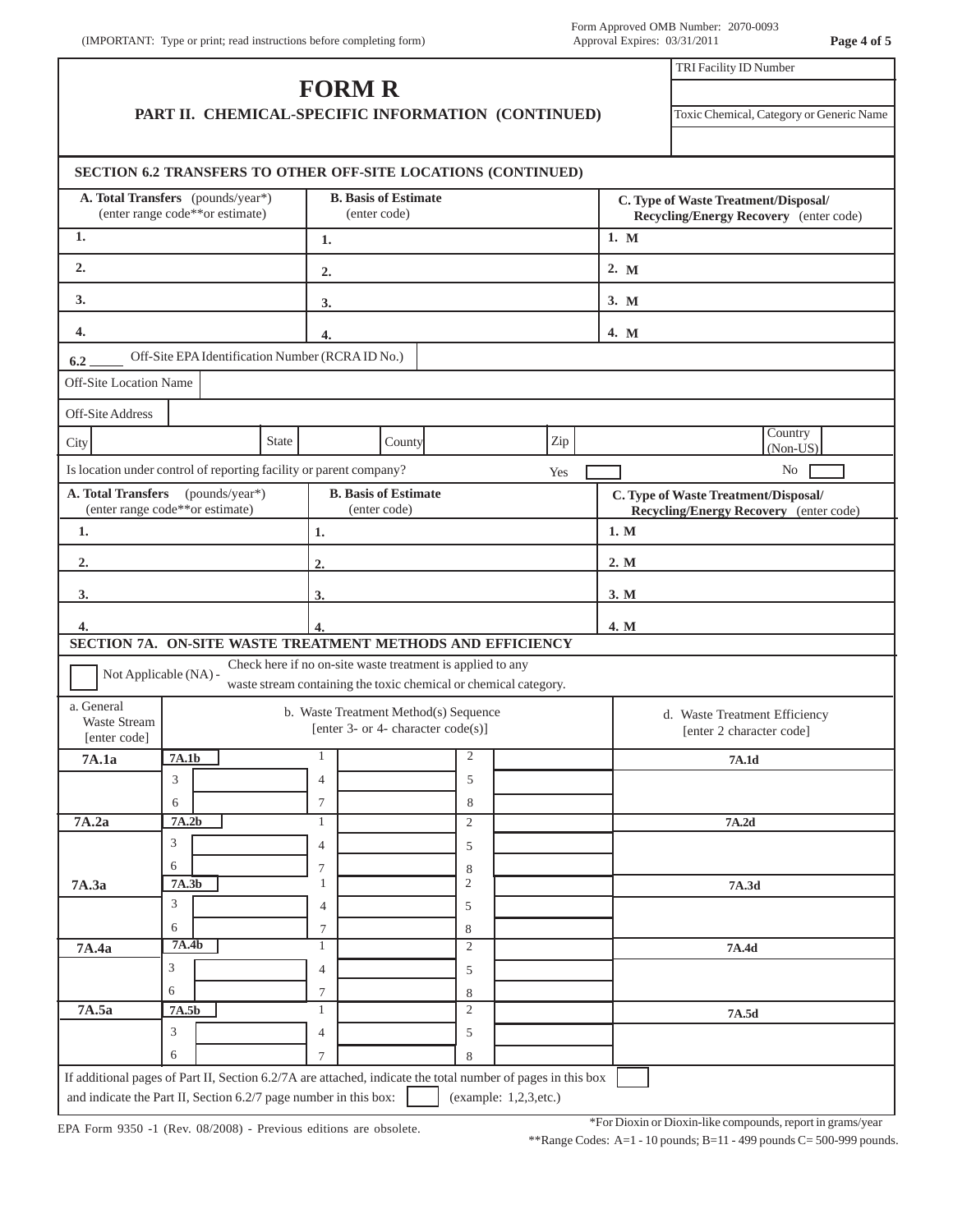(IMPORTANT: Type or print; read instructions before completing form)

Form Approved OMB Number: 2070-0093
Approval Expires: 03/31/2011

# FORM R

## PART II. CHEMICAL-SPECIFIC INFORMATION (CONTINUED)

| TRI Facility ID Number |
|---|
| |
| Toxic Chemical, Category or Generic Name |
| |

### SECTION 6.2 TRANSFERS TO OTHER OFF-SITE LOCATIONS (CONTINUED)

| A. Total Transfers (pounds/year*) (enter range code** or estimate) | B. Basis of Estimate (enter code) | C. Type of Waste Treatment/Disposal/ Recycling/Energy Recovery (enter code) |
|---|---|---|
| 1. | 1. | 1. M |
| 2. | 2. | 2. M |
| 3. | 3. | 3. M |
| 4. | 4. | 4. M |

6.2 _____ Off-Site EPA Identification Number (RCRA ID No.)

Off-Site Location Name

Off-Site Address

City | State | County | Zip | Country (Non-US)

Is location under control of reporting facility or parent company? Yes ☐ No ☐

| A. Total Transfers (pounds/year*) (enter range code** or estimate) | B. Basis of Estimate (enter code) | C. Type of Waste Treatment/Disposal/ Recycling/Energy Recovery (enter code) |
|---|---|---|
| 1. | 1. | 1. M |
| 2. | 2. | 2. M |
| 3. | 3. | 3. M |
| 4. | 4. | 4. M |

### SECTION 7A. ON-SITE WASTE TREATMENT METHODS AND EFFICIENCY

☐ Not Applicable (NA) - Check here if no on-site waste treatment is applied to any waste stream containing the toxic chemical or chemical category.

| a. General Waste Stream [enter code] | b. Waste Treatment Method(s) Sequence [enter 3- or 4- character code(s)] | | | d. Waste Treatment Efficiency [enter 2 character code] |
|---|---|---|---|---|
| 7A.1a | 7A.1b | 1 | 2 | 7A.1d |
| | 3 | 4 | 5 | |
| | 6 | 7 | 8 | |
| 7A.2a | 7A.2b | 1 | 2 | 7A.2d |
| | 3 | 4 | 5 | |
| | 6 | 7 | 8 | |
| 7A.3a | 7A.3b | 1 | 2 | 7A.3d |
| | 3 | 4 | 5 | |
| | 6 | 7 | 8 | |
| 7A.4a | 7A.4b | 1 | 2 | 7A.4d |
| | 3 | 4 | 5 | |
| | 6 | 7 | 8 | |
| 7A.5a | 7A.5b | 1 | 2 | 7A.5d |
| | 3 | 4 | 5 | |
| | 6 | 7 | 8 | |

If additional pages of Part II, Section 6.2/7A are attached, indicate the total number of pages in this box ☐ and indicate the Part II, Section 6.2/7 page number in this box: ☐ (example: 1,2,3,etc.)

EPA Form 9350 -1 (Rev. 08/2008) - Previous editions are obsolete.

*For Dioxin or Dioxin-like compounds, report in grams/year

**Range Codes: A=1 - 10 pounds; B=11 - 499 pounds C= 500-999 pounds.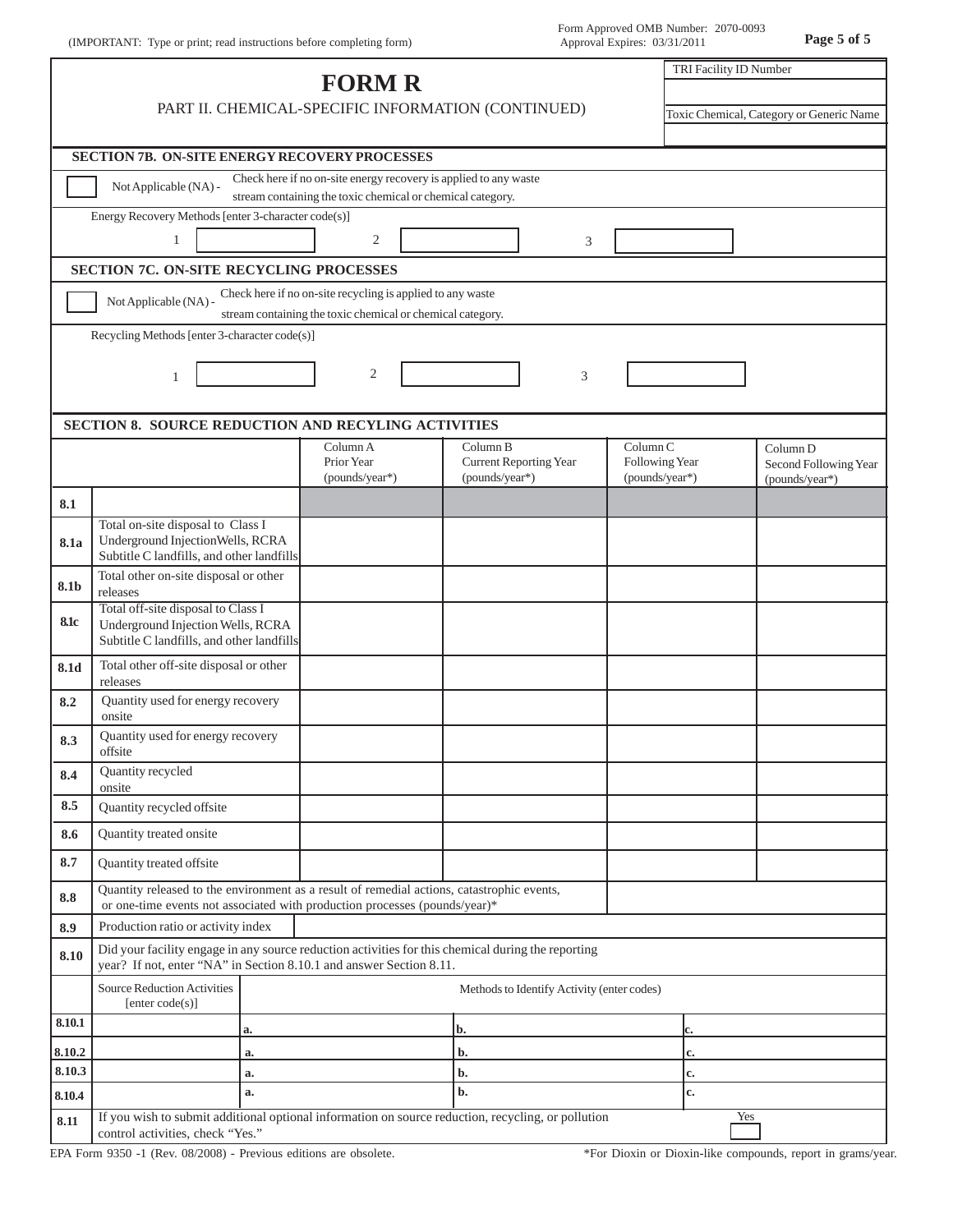(IMPORTANT: Type or print; read instructions before completing form)

Form Approved OMB Number: 2070-0093
Approval Expires: 03/31/2011

# FORM R

PART II. CHEMICAL-SPECIFIC INFORMATION (CONTINUED)

| TRI Facility ID Number |
|---|
| |
| Toxic Chemical, Category or Generic Name |
| |

## SECTION 7B. ON-SITE ENERGY RECOVERY PROCESSES

☐ Not Applicable (NA) - Check here if no on-site energy recovery is applied to any waste stream containing the toxic chemical or chemical category.

Energy Recovery Methods [enter 3-character code(s)]

| 1 | | 2 | | 3 | |
|---|---|---|---|---|---|

## SECTION 7C. ON-SITE RECYCLING PROCESSES

☐ Not Applicable (NA) - Check here if no on-site recycling is applied to any waste stream containing the toxic chemical or chemical category.

Recycling Methods [enter 3-character code(s)]

| 1 | | 2 | | 3 | |
|---|---|---|---|---|---|

## SECTION 8. SOURCE REDUCTION AND RECYLING ACTIVITIES

| | | Column A Prior Year (pounds/year*) | Column B Current Reporting Year (pounds/year*) | Column C Following Year (pounds/year*) | Column D Second Following Year (pounds/year*) |
|---|---|---|---|---|---|
| 8.1 | | | | | |
| 8.1a | Total on-site disposal to Class I Underground InjectionWells, RCRA Subtitle C landfills, and other landfills | | | | |
| 8.1b | Total other on-site disposal or other releases | | | | |
| 8.1c | Total off-site disposal to Class I Underground Injection Wells, RCRA Subtitle C landfills, and other landfills | | | | |
| 8.1d | Total other off-site disposal or other releases | | | | |
| 8.2 | Quantity used for energy recovery onsite | | | | |
| 8.3 | Quantity used for energy recovery offsite | | | | |
| 8.4 | Quantity recycled onsite | | | | |
| 8.5 | Quantity recycled offsite | | | | |
| 8.6 | Quantity treated onsite | | | | |
| 8.7 | Quantity treated offsite | | | | |

| | | |
|---|---|---|
| 8.8 | Quantity released to the environment as a result of remedial actions, catastrophic events, or one-time events not associated with production processes (pounds/year)* | |
| 8.9 | Production ratio or activity index | |
| 8.10 | Did your facility engage in any source reduction activities for this chemical during the reporting year? If not, enter "NA" in Section 8.10.1 and answer Section 8.11. | |

| | Source Reduction Activities [enter code(s)] | Methods to Identify Activity (enter codes) | | |
|---|---|---|---|---|
| 8.10.1 | | a. | b. | c. |
| 8.10.2 | | a. | b. | c. |
| 8.10.3 | | a. | b. | c. |
| 8.10.4 | | a. | b. | c. |

| | | |
|---|---|---|
| 8.11 | If you wish to submit additional optional information on source reduction, recycling, or pollution control activities, check "Yes." | Yes ☐ |

EPA Form 9350 -1 (Rev. 08/2008) - Previous editions are obsolete.

*For Dioxin or Dioxin-like compounds, report in grams/year.